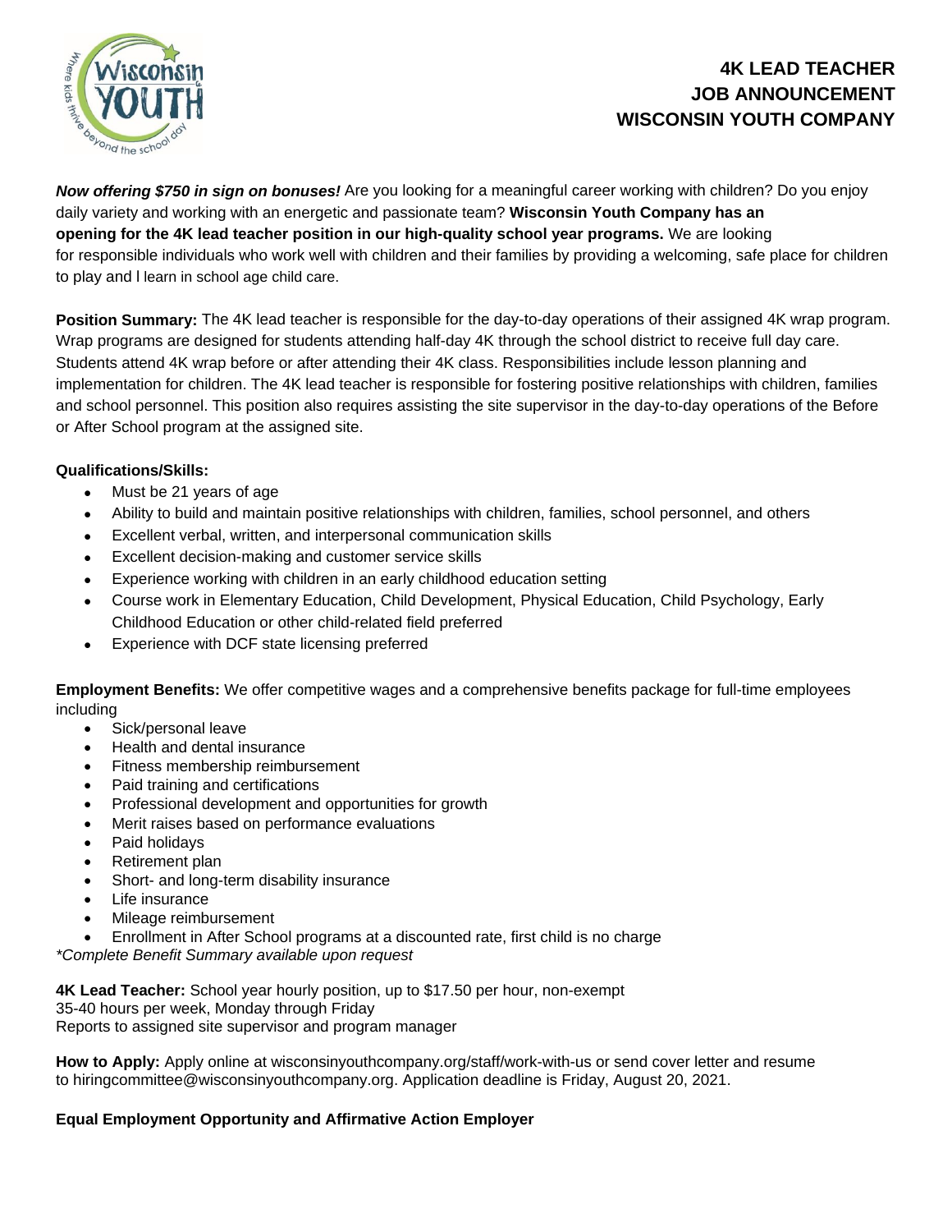# 4K LEAD TEACHER
# JOB ANNOUNCEMENT
# WISCONSIN YOUTH COMPANY

***Now offering $750 in sign on bonuses!*** Are you looking for a meaningful career working with children? Do you enjoy daily variety and working with an energetic and passionate team? **Wisconsin Youth Company has an opening for the 4K lead teacher position in our high-quality school year programs.** We are looking for responsible individuals who work well with children and their families by providing a welcoming, safe place for children to play and l learn in school age child care.

**Position Summary:** The 4K lead teacher is responsible for the day-to-day operations of their assigned 4K wrap program. Wrap programs are designed for students attending half-day 4K through the school district to receive full day care. Students attend 4K wrap before or after attending their 4K class. Responsibilities include lesson planning and implementation for children. The 4K lead teacher is responsible for fostering positive relationships with children, families and school personnel. This position also requires assisting the site supervisor in the day-to-day operations of the Before or After School program at the assigned site.

**Qualifications/Skills:**

- Must be 21 years of age
- Ability to build and maintain positive relationships with children, families, school personnel, and others
- Excellent verbal, written, and interpersonal communication skills
- Excellent decision-making and customer service skills
- Experience working with children in an early childhood education setting
- Course work in Elementary Education, Child Development, Physical Education, Child Psychology, Early Childhood Education or other child-related field preferred
- Experience with DCF state licensing preferred

**Employment Benefits:** We offer competitive wages and a comprehensive benefits package for full-time employees including

- Sick/personal leave
- Health and dental insurance
- Fitness membership reimbursement
- Paid training and certifications
- Professional development and opportunities for growth
- Merit raises based on performance evaluations
- Paid holidays
- Retirement plan
- Short- and long-term disability insurance
- Life insurance
- Mileage reimbursement
- Enrollment in After School programs at a discounted rate, first child is no charge

*\*Complete Benefit Summary available upon request*

**4K Lead Teacher:** School year hourly position, up to $17.50 per hour, non-exempt
35-40 hours per week, Monday through Friday
Reports to assigned site supervisor and program manager

**How to Apply:** Apply online at wisconsinyouthcompany.org/staff/work-with-us or send cover letter and resume to hiringcommittee@wisconsinyouthcompany.org. Application deadline is Friday, August 20, 2021.

**Equal Employment Opportunity and Affirmative Action Employer**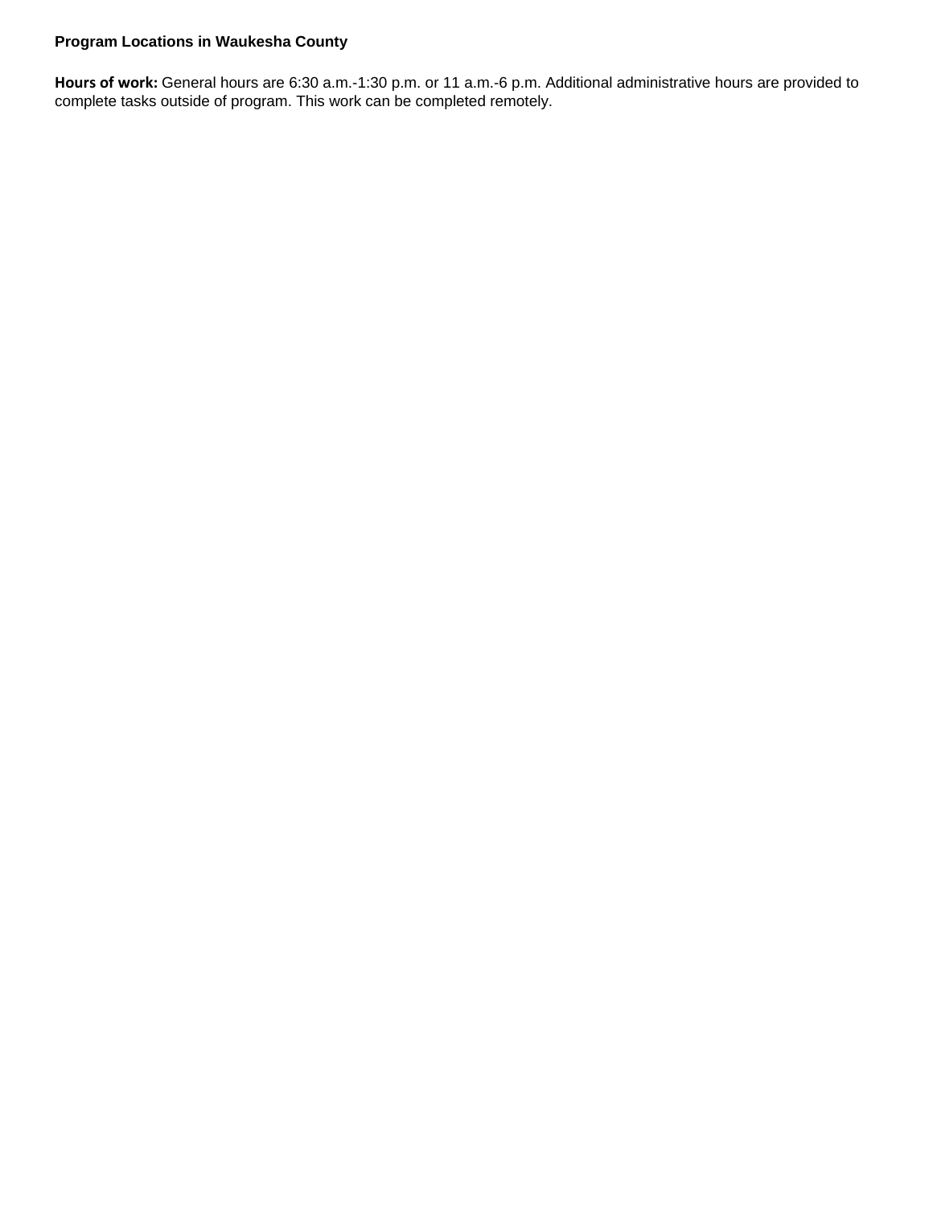**Program Locations in Waukesha County**

**Hours of work:** General hours are 6:30 a.m.-1:30 p.m. or 11 a.m.-6 p.m. Additional administrative hours are provided to complete tasks outside of program. This work can be completed remotely.